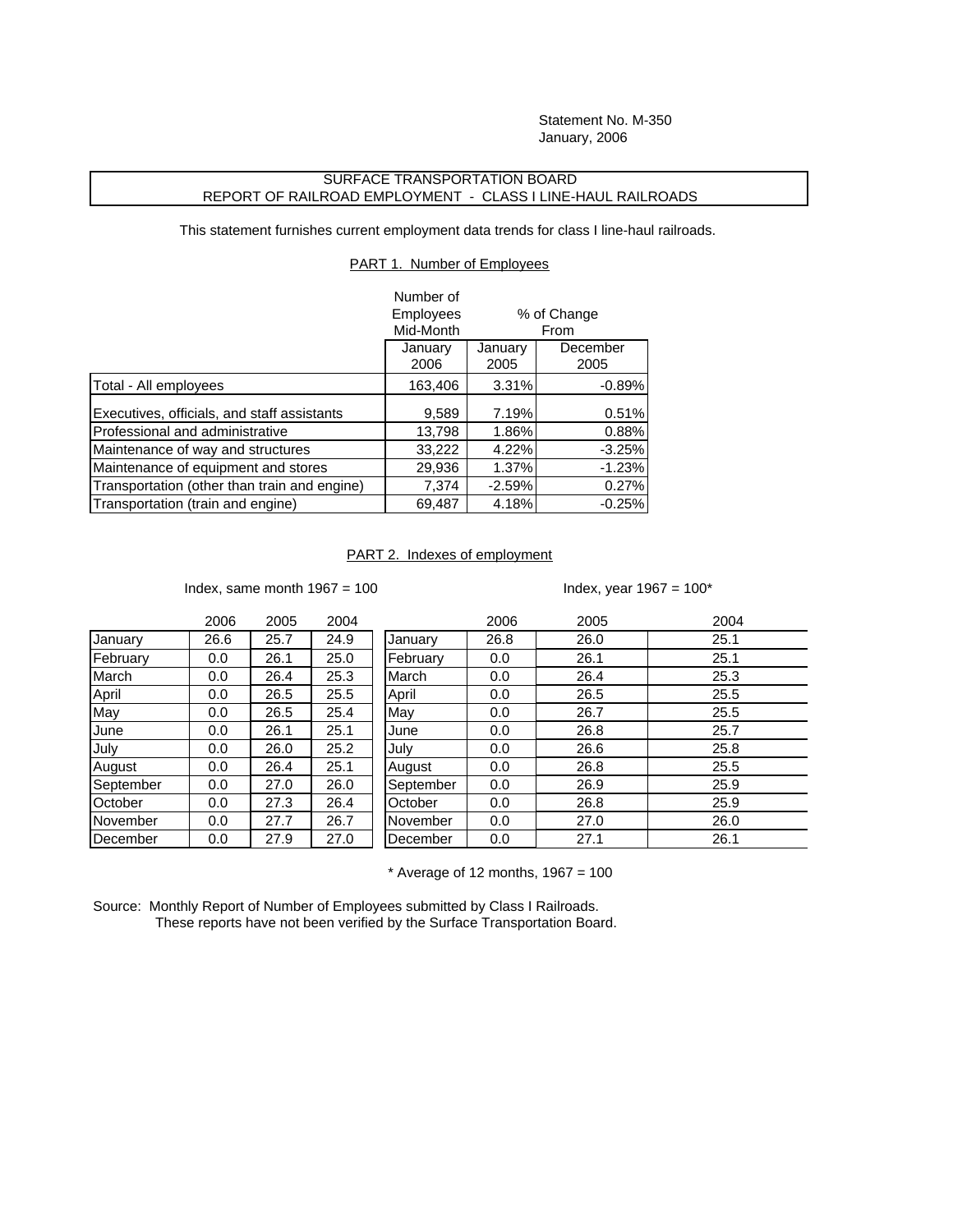Statement No. M-350
January, 2006

# SURFACE TRANSPORTATION BOARD
## REPORT OF RAILROAD EMPLOYMENT - CLASS I LINE-HAUL RAILROADS

This statement furnishes current employment data trends for class I line-haul railroads.

### PART 1. Number of Employees

| | Number of Employees Mid-Month | % of Change From | |
|---|---|---|---|
| | January 2006 | January 2005 | December 2005 |
| Total - All employees | 163,406 | 3.31% | -0.89% |
| Executives, officials, and staff assistants | 9,589 | 7.19% | 0.51% |
| Professional and administrative | 13,798 | 1.86% | 0.88% |
| Maintenance of way and structures | 33,222 | 4.22% | -3.25% |
| Maintenance of equipment and stores | 29,936 | 1.37% | -1.23% |
| Transportation (other than train and engine) | 7,374 | -2.59% | 0.27% |
| Transportation (train and engine) | 69,487 | 4.18% | -0.25% |

### PART 2. Indexes of employment

Index, same month 1967 = 100

| | 2006 | 2005 | 2004 |
|---|---|---|---|
| January | 26.6 | 25.7 | 24.9 |
| February | 0.0 | 26.1 | 25.0 |
| March | 0.0 | 26.4 | 25.3 |
| April | 0.0 | 26.5 | 25.5 |
| May | 0.0 | 26.5 | 25.4 |
| June | 0.0 | 26.1 | 25.1 |
| July | 0.0 | 26.0 | 25.2 |
| August | 0.0 | 26.4 | 25.1 |
| September | 0.0 | 27.0 | 26.0 |
| October | 0.0 | 27.3 | 26.4 |
| November | 0.0 | 27.7 | 26.7 |
| December | 0.0 | 27.9 | 27.0 |

Index, year 1967 = 100*

| | 2006 | 2005 | 2004 |
|---|---|---|---|
| January | 26.8 | 26.0 | 25.1 |
| February | 0.0 | 26.1 | 25.1 |
| March | 0.0 | 26.4 | 25.3 |
| April | 0.0 | 26.5 | 25.5 |
| May | 0.0 | 26.7 | 25.5 |
| June | 0.0 | 26.8 | 25.7 |
| July | 0.0 | 26.6 | 25.8 |
| August | 0.0 | 26.8 | 25.5 |
| September | 0.0 | 26.9 | 25.9 |
| October | 0.0 | 26.8 | 25.9 |
| November | 0.0 | 27.0 | 26.0 |
| December | 0.0 | 27.1 | 26.1 |

* Average of 12 months, 1967 = 100

Source: Monthly Report of Number of Employees submitted by Class I Railroads.
These reports have not been verified by the Surface Transportation Board.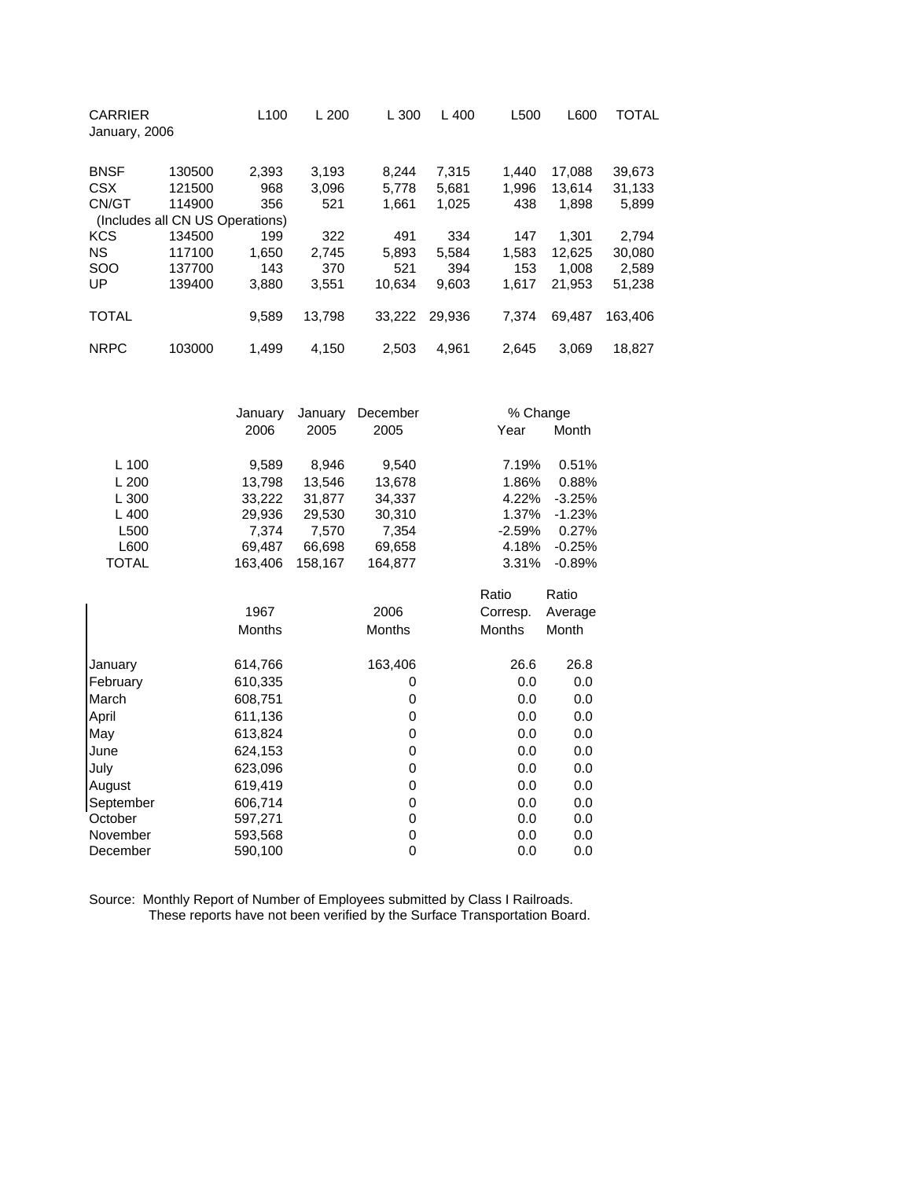| CARRIER | | L100 | L 200 | L 300 | L 400 | L500 | L600 | TOTAL |
|---|---|---|---|---|---|---|---|---|
| January, 2006 | | | | | | | | |
| BNSF | 130500 | 2,393 | 3,193 | 8,244 | 7,315 | 1,440 | 17,088 | 39,673 |
| CSX | 121500 | 968 | 3,096 | 5,778 | 5,681 | 1,996 | 13,614 | 31,133 |
| CN/GT | 114900 | 356 | 521 | 1,661 | 1,025 | 438 | 1,898 | 5,899 |
| (Includes all CN US Operations) | | | | | | | | |
| KCS | 134500 | 199 | 322 | 491 | 334 | 147 | 1,301 | 2,794 |
| NS | 117100 | 1,650 | 2,745 | 5,893 | 5,584 | 1,583 | 12,625 | 30,080 |
| SOO | 137700 | 143 | 370 | 521 | 394 | 153 | 1,008 | 2,589 |
| UP | 139400 | 3,880 | 3,551 | 10,634 | 9,603 | 1,617 | 21,953 | 51,238 |
| TOTAL | | 9,589 | 13,798 | 33,222 | 29,936 | 7,374 | 69,487 | 163,406 |
| NRPC | 103000 | 1,499 | 4,150 | 2,503 | 4,961 | 2,645 | 3,069 | 18,827 |

| | January 2006 | January 2005 | December 2005 | % Change Year | % Change Month |
|---|---|---|---|---|---|
| L 100 | 9,589 | 8,946 | 9,540 | 7.19% | 0.51% |
| L 200 | 13,798 | 13,546 | 13,678 | 1.86% | 0.88% |
| L 300 | 33,222 | 31,877 | 34,337 | 4.22% | -3.25% |
| L 400 | 29,936 | 29,530 | 30,310 | 1.37% | -1.23% |
| L500 | 7,374 | 7,570 | 7,354 | -2.59% | 0.27% |
| L600 | 69,487 | 66,698 | 69,658 | 4.18% | -0.25% |
| TOTAL | 163,406 | 158,167 | 164,877 | 3.31% | -0.89% |

| | 1967 Months | 2006 Months | Ratio Corresp. Months | Ratio Average Month |
|---|---|---|---|---|
| January | 614,766 | 163,406 | 26.6 | 26.8 |
| February | 610,335 | 0 | 0.0 | 0.0 |
| March | 608,751 | 0 | 0.0 | 0.0 |
| April | 611,136 | 0 | 0.0 | 0.0 |
| May | 613,824 | 0 | 0.0 | 0.0 |
| June | 624,153 | 0 | 0.0 | 0.0 |
| July | 623,096 | 0 | 0.0 | 0.0 |
| August | 619,419 | 0 | 0.0 | 0.0 |
| September | 606,714 | 0 | 0.0 | 0.0 |
| October | 597,271 | 0 | 0.0 | 0.0 |
| November | 593,568 | 0 | 0.0 | 0.0 |
| December | 590,100 | 0 | 0.0 | 0.0 |

Source: Monthly Report of Number of Employees submitted by Class I Railroads.
These reports have not been verified by the Surface Transportation Board.